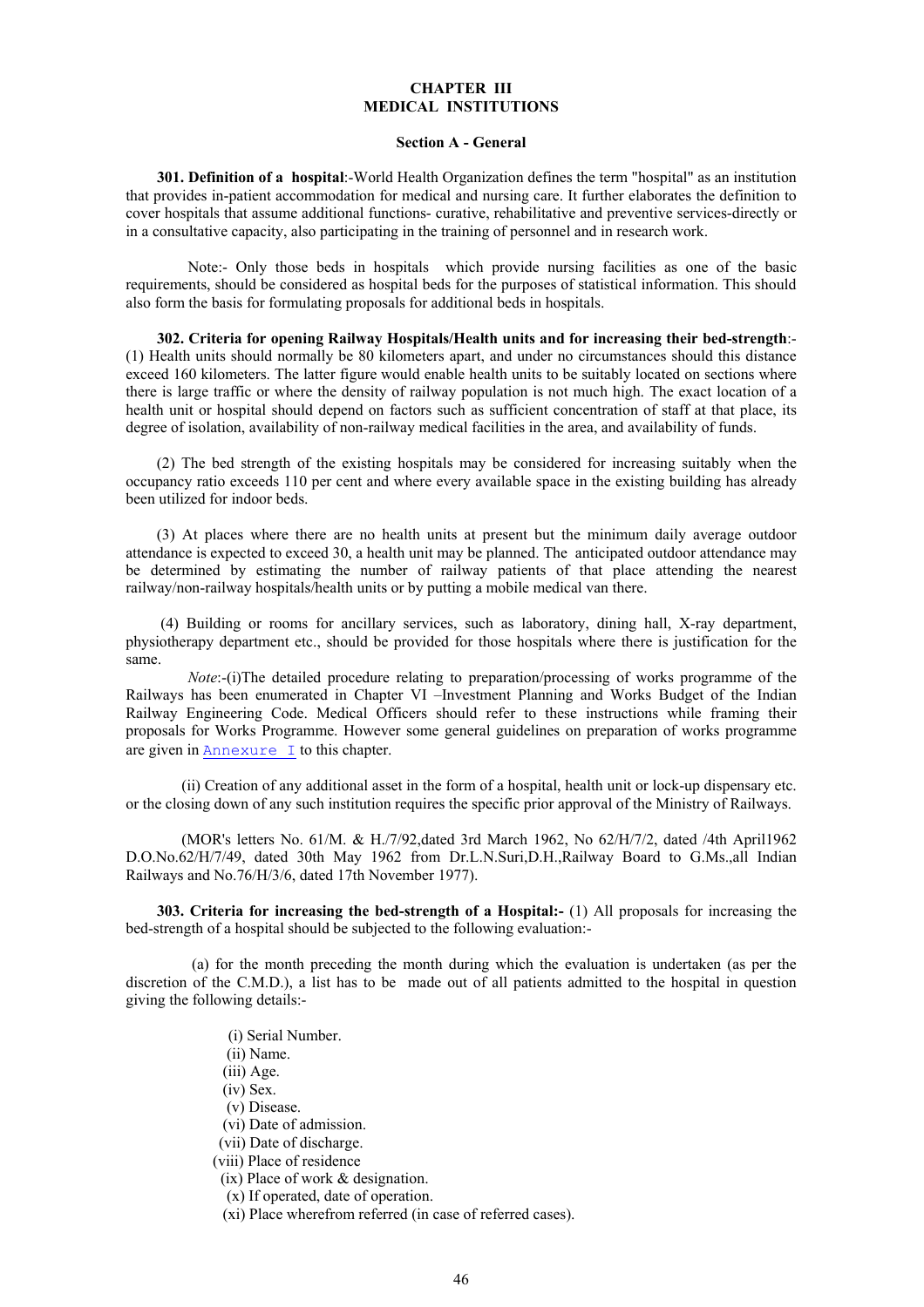# CHAPTER III
# MEDICAL INSTITUTIONS

## Section A - General

**301. Definition of a hospital**:-World Health Organization defines the term "hospital" as an institution that provides in-patient accommodation for medical and nursing care. It further elaborates the definition to cover hospitals that assume additional functions- curative, rehabilitative and preventive services-directly or in a consultative capacity, also participating in the training of personnel and in research work.

Note:- Only those beds in hospitals which provide nursing facilities as one of the basic requirements, should be considered as hospital beds for the purposes of statistical information. This should also form the basis for formulating proposals for additional beds in hospitals.

**302. Criteria for opening Railway Hospitals/Health units and for increasing their bed-strength**:- (1) Health units should normally be 80 kilometers apart, and under no circumstances should this distance exceed 160 kilometers. The latter figure would enable health units to be suitably located on sections where there is large traffic or where the density of railway population is not much high. The exact location of a health unit or hospital should depend on factors such as sufficient concentration of staff at that place, its degree of isolation, availability of non-railway medical facilities in the area, and availability of funds.

(2) The bed strength of the existing hospitals may be considered for increasing suitably when the occupancy ratio exceeds 110 per cent and where every available space in the existing building has already been utilized for indoor beds.

(3) At places where there are no health units at present but the minimum daily average outdoor attendance is expected to exceed 30, a health unit may be planned. The anticipated outdoor attendance may be determined by estimating the number of railway patients of that place attending the nearest railway/non-railway hospitals/health units or by putting a mobile medical van there.

(4) Building or rooms for ancillary services, such as laboratory, dining hall, X-ray department, physiotherapy department etc., should be provided for those hospitals where there is justification for the same.

*Note*:-(i)The detailed procedure relating to preparation/processing of works programme of the Railways has been enumerated in Chapter VI –Investment Planning and Works Budget of the Indian Railway Engineering Code. Medical Officers should refer to these instructions while framing their proposals for Works Programme. However some general guidelines on preparation of works programme are given in Annexure I to this chapter.

(ii) Creation of any additional asset in the form of a hospital, health unit or lock-up dispensary etc. or the closing down of any such institution requires the specific prior approval of the Ministry of Railways.

(MOR's letters No. 61/M. & H./7/92,dated 3rd March 1962, No 62/H/7/2, dated /4th April1962 D.O.No.62/H/7/49, dated 30th May 1962 from Dr.L.N.Suri,D.H.,Railway Board to G.Ms.,all Indian Railways and No.76/H/3/6, dated 17th November 1977).

**303. Criteria for increasing the bed-strength of a Hospital:-** (1) All proposals for increasing the bed-strength of a hospital should be subjected to the following evaluation:-

(a) for the month preceding the month during which the evaluation is undertaken (as per the discretion of the C.M.D.), a list has to be made out of all patients admitted to the hospital in question giving the following details:-

(i) Serial Number.
(ii) Name.
(iii) Age.
(iv) Sex.
(v) Disease.
(vi) Date of admission.
(vii) Date of discharge.
(viii) Place of residence
(ix) Place of work & designation.
(x) If operated, date of operation.
(xi) Place wherefrom referred (in case of referred cases).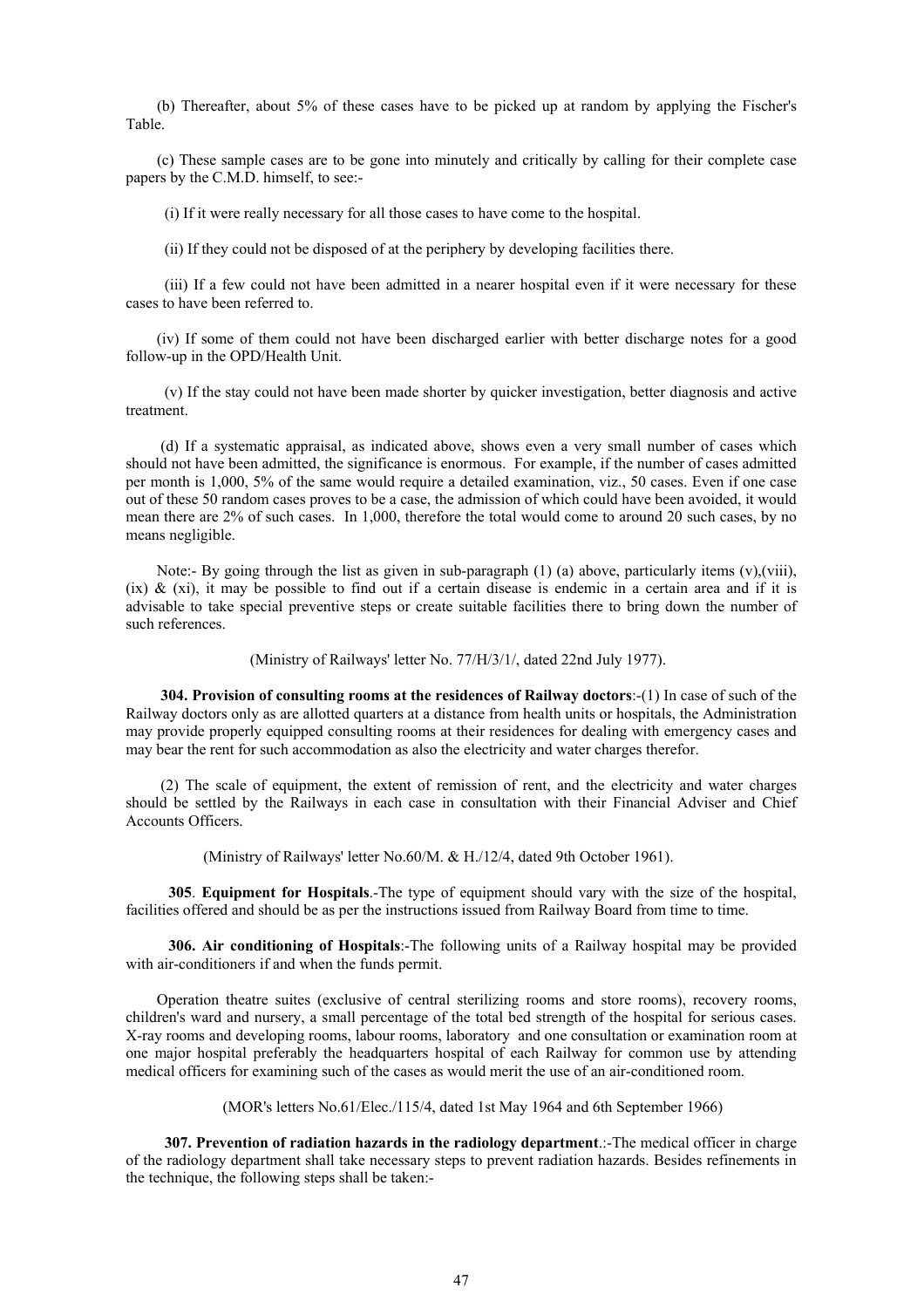(b) Thereafter, about 5% of these cases have to be picked up at random by applying the Fischer's Table.

(c) These sample cases are to be gone into minutely and critically by calling for their complete case papers by the C.M.D. himself, to see:-

(i) If it were really necessary for all those cases to have come to the hospital.

(ii) If they could not be disposed of at the periphery by developing facilities there.

(iii) If a few could not have been admitted in a nearer hospital even if it were necessary for these cases to have been referred to.

(iv) If some of them could not have been discharged earlier with better discharge notes for a good follow-up in the OPD/Health Unit.

(v) If the stay could not have been made shorter by quicker investigation, better diagnosis and active treatment.

(d) If a systematic appraisal, as indicated above, shows even a very small number of cases which should not have been admitted, the significance is enormous. For example, if the number of cases admitted per month is 1,000, 5% of the same would require a detailed examination, viz., 50 cases. Even if one case out of these 50 random cases proves to be a case, the admission of which could have been avoided, it would mean there are 2% of such cases. In 1,000, therefore the total would come to around 20 such cases, by no means negligible.

Note:- By going through the list as given in sub-paragraph (1) (a) above, particularly items (v),(viii), (ix) & (xi), it may be possible to find out if a certain disease is endemic in a certain area and if it is advisable to take special preventive steps or create suitable facilities there to bring down the number of such references.

(Ministry of Railways' letter No. 77/H/3/1/, dated 22nd July 1977).

**304. Provision of consulting rooms at the residences of Railway doctors**:-(1) In case of such of the Railway doctors only as are allotted quarters at a distance from health units or hospitals, the Administration may provide properly equipped consulting rooms at their residences for dealing with emergency cases and may bear the rent for such accommodation as also the electricity and water charges therefor.

(2) The scale of equipment, the extent of remission of rent, and the electricity and water charges should be settled by the Railways in each case in consultation with their Financial Adviser and Chief Accounts Officers.

(Ministry of Railways' letter No.60/M. & H./12/4, dated 9th October 1961).

**305**. **Equipment for Hospitals**.-The type of equipment should vary with the size of the hospital, facilities offered and should be as per the instructions issued from Railway Board from time to time.

**306. Air conditioning of Hospitals**:-The following units of a Railway hospital may be provided with air-conditioners if and when the funds permit.

Operation theatre suites (exclusive of central sterilizing rooms and store rooms), recovery rooms, children's ward and nursery, a small percentage of the total bed strength of the hospital for serious cases. X-ray rooms and developing rooms, labour rooms, laboratory and one consultation or examination room at one major hospital preferably the headquarters hospital of each Railway for common use by attending medical officers for examining such of the cases as would merit the use of an air-conditioned room.

(MOR's letters No.61/Elec./115/4, dated 1st May 1964 and 6th September 1966)

**307. Prevention of radiation hazards in the radiology department**.:-The medical officer in charge of the radiology department shall take necessary steps to prevent radiation hazards. Besides refinements in the technique, the following steps shall be taken:-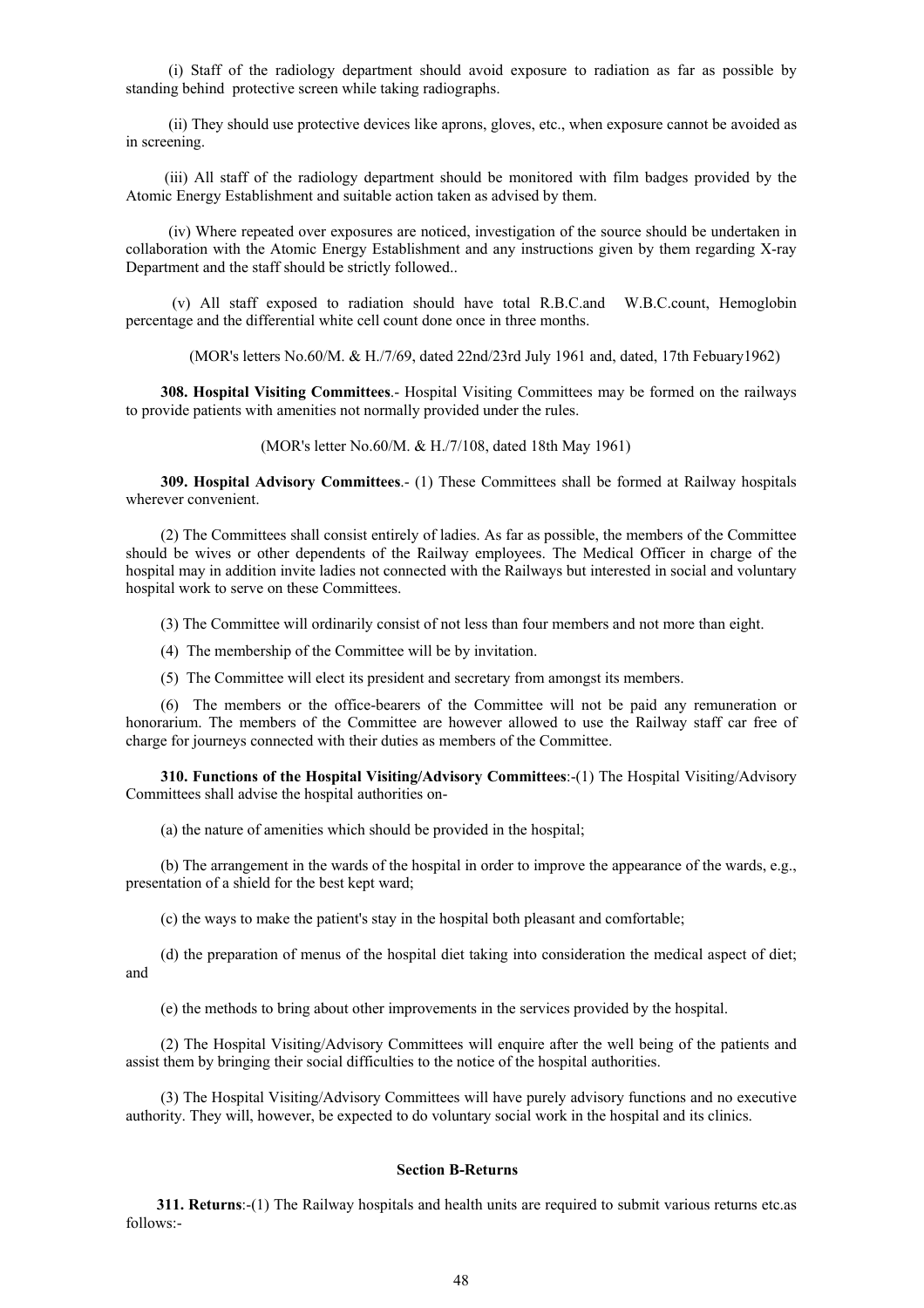(i) Staff of the radiology department should avoid exposure to radiation as far as possible by standing behind protective screen while taking radiographs.

(ii) They should use protective devices like aprons, gloves, etc., when exposure cannot be avoided as in screening.

(iii) All staff of the radiology department should be monitored with film badges provided by the Atomic Energy Establishment and suitable action taken as advised by them.

(iv) Where repeated over exposures are noticed, investigation of the source should be undertaken in collaboration with the Atomic Energy Establishment and any instructions given by them regarding X-ray Department and the staff should be strictly followed..

(v) All staff exposed to radiation should have total R.B.C.and W.B.C.count, Hemoglobin percentage and the differential white cell count done once in three months.

(MOR's letters No.60/M. & H./7/69, dated 22nd/23rd July 1961 and, dated, 17th Febuary1962)

**308. Hospital Visiting Committees**.- Hospital Visiting Committees may be formed on the railways to provide patients with amenities not normally provided under the rules.

(MOR's letter No.60/M. & H./7/108, dated 18th May 1961)

**309. Hospital Advisory Committees**.- (1) These Committees shall be formed at Railway hospitals wherever convenient.

(2) The Committees shall consist entirely of ladies. As far as possible, the members of the Committee should be wives or other dependents of the Railway employees. The Medical Officer in charge of the hospital may in addition invite ladies not connected with the Railways but interested in social and voluntary hospital work to serve on these Committees.

(3) The Committee will ordinarily consist of not less than four members and not more than eight.

(4) The membership of the Committee will be by invitation.

(5) The Committee will elect its president and secretary from amongst its members.

(6) The members or the office-bearers of the Committee will not be paid any remuneration or honorarium. The members of the Committee are however allowed to use the Railway staff car free of charge for journeys connected with their duties as members of the Committee.

**310. Functions of the Hospital Visiting/Advisory Committees**:-(1) The Hospital Visiting/Advisory Committees shall advise the hospital authorities on-

(a) the nature of amenities which should be provided in the hospital;

(b) The arrangement in the wards of the hospital in order to improve the appearance of the wards, e.g., presentation of a shield for the best kept ward;

(c) the ways to make the patient's stay in the hospital both pleasant and comfortable;

(d) the preparation of menus of the hospital diet taking into consideration the medical aspect of diet; and

(e) the methods to bring about other improvements in the services provided by the hospital.

(2) The Hospital Visiting/Advisory Committees will enquire after the well being of the patients and assist them by bringing their social difficulties to the notice of the hospital authorities.

(3) The Hospital Visiting/Advisory Committees will have purely advisory functions and no executive authority. They will, however, be expected to do voluntary social work in the hospital and its clinics.

### Section B-Returns

**311. Returns**:-(1) The Railway hospitals and health units are required to submit various returns etc.as follows:-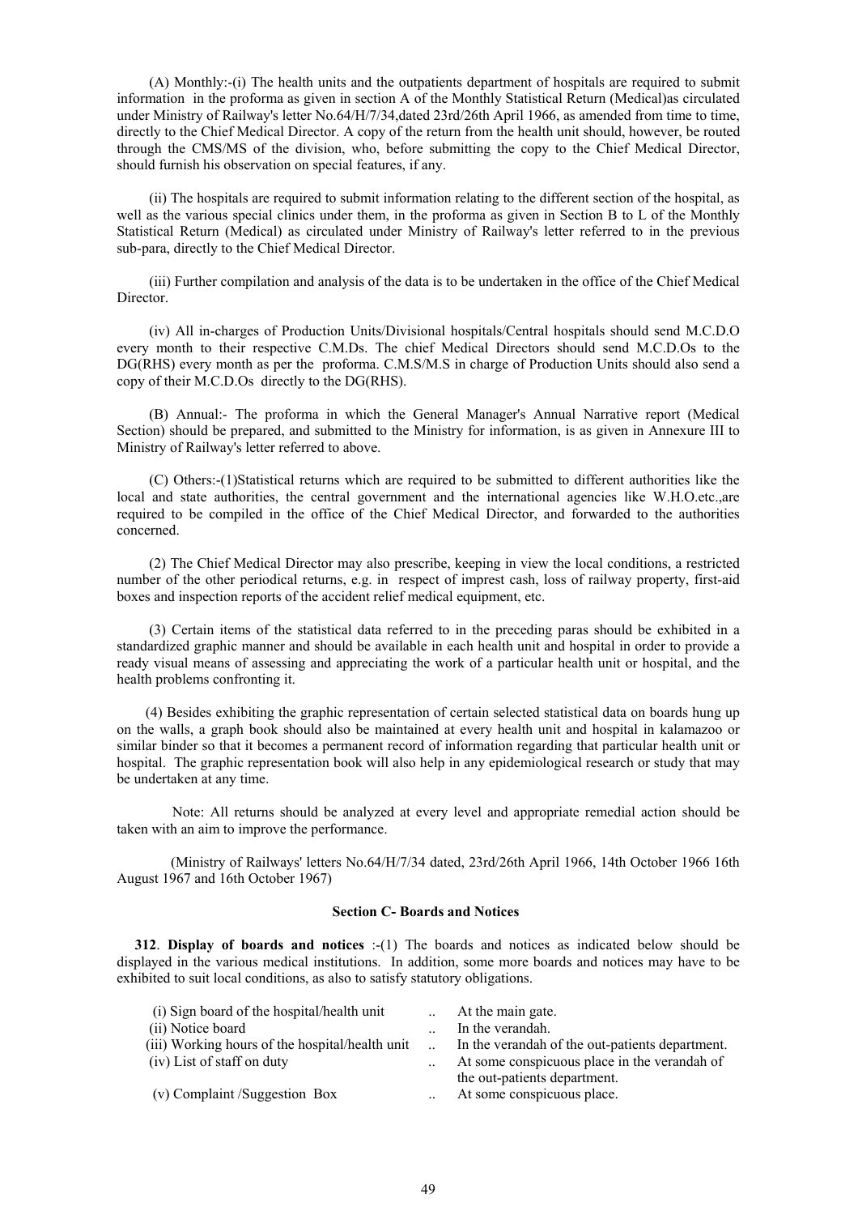(A) Monthly:-(i) The health units and the outpatients department of hospitals are required to submit information in the proforma as given in section A of the Monthly Statistical Return (Medical)as circulated under Ministry of Railway's letter No.64/H/7/34,dated 23rd/26th April 1966, as amended from time to time, directly to the Chief Medical Director. A copy of the return from the health unit should, however, be routed through the CMS/MS of the division, who, before submitting the copy to the Chief Medical Director, should furnish his observation on special features, if any.

(ii) The hospitals are required to submit information relating to the different section of the hospital, as well as the various special clinics under them, in the proforma as given in Section B to L of the Monthly Statistical Return (Medical) as circulated under Ministry of Railway's letter referred to in the previous sub-para, directly to the Chief Medical Director.

(iii) Further compilation and analysis of the data is to be undertaken in the office of the Chief Medical Director.

(iv) All in-charges of Production Units/Divisional hospitals/Central hospitals should send M.C.D.O every month to their respective C.M.Ds. The chief Medical Directors should send M.C.D.Os to the DG(RHS) every month as per the proforma. C.M.S/M.S in charge of Production Units should also send a copy of their M.C.D.Os directly to the DG(RHS).

(B) Annual:- The proforma in which the General Manager's Annual Narrative report (Medical Section) should be prepared, and submitted to the Ministry for information, is as given in Annexure III to Ministry of Railway's letter referred to above.

(C) Others:-(1)Statistical returns which are required to be submitted to different authorities like the local and state authorities, the central government and the international agencies like W.H.O.etc.,are required to be compiled in the office of the Chief Medical Director, and forwarded to the authorities concerned.

(2) The Chief Medical Director may also prescribe, keeping in view the local conditions, a restricted number of the other periodical returns, e.g. in respect of imprest cash, loss of railway property, first-aid boxes and inspection reports of the accident relief medical equipment, etc.

(3) Certain items of the statistical data referred to in the preceding paras should be exhibited in a standardized graphic manner and should be available in each health unit and hospital in order to provide a ready visual means of assessing and appreciating the work of a particular health unit or hospital, and the health problems confronting it.

(4) Besides exhibiting the graphic representation of certain selected statistical data on boards hung up on the walls, a graph book should also be maintained at every health unit and hospital in kalamazoo or similar binder so that it becomes a permanent record of information regarding that particular health unit or hospital. The graphic representation book will also help in any epidemiological research or study that may be undertaken at any time.

Note: All returns should be analyzed at every level and appropriate remedial action should be taken with an aim to improve the performance.

(Ministry of Railways' letters No.64/H/7/34 dated, 23rd/26th April 1966, 14th October 1966 16th August 1967 and 16th October 1967)

### Section C- Boards and Notices

**312**. **Display of boards and notices** :-(1) The boards and notices as indicated below should be displayed in the various medical institutions. In addition, some more boards and notices may have to be exhibited to suit local conditions, as also to satisfy statutory obligations.

| | | |
|---|---|---|
| (i) Sign board of the hospital/health unit | .. | At the main gate. |
| (ii) Notice board | .. | In the verandah. |
| (iii) Working hours of the hospital/health unit | .. | In the verandah of the out-patients department. |
| (iv) List of staff on duty | .. | At some conspicuous place in the verandah of the out-patients department. |
| (v) Complaint /Suggestion Box | .. | At some conspicuous place. |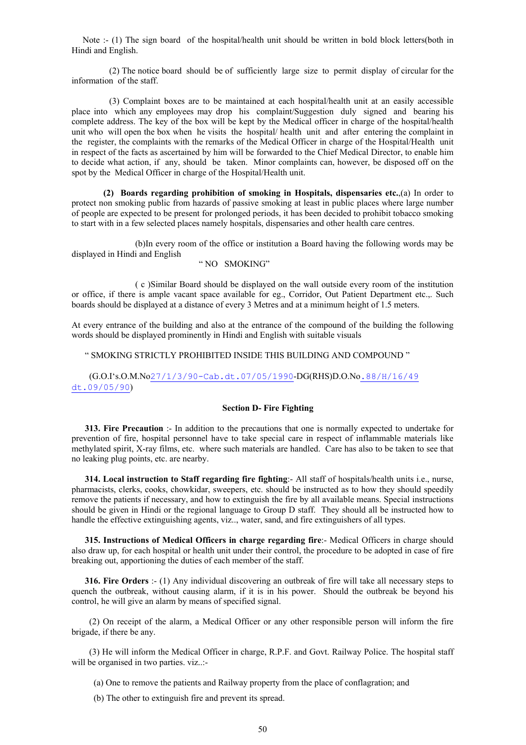Note :- (1) The sign board of the hospital/health unit should be written in bold block letters(both in Hindi and English.

(2) The notice board should be of sufficiently large size to permit display of circular for the information of the staff.

(3) Complaint boxes are to be maintained at each hospital/health unit at an easily accessible place into which any employees may drop his complaint/Suggestion duly signed and bearing his complete address. The key of the box will be kept by the Medical officer in charge of the hospital/health unit who will open the box when he visits the hospital/ health unit and after entering the complaint in the register, the complaints with the remarks of the Medical Officer in charge of the Hospital/Health unit in respect of the facts as ascertained by him will be forwarded to the Chief Medical Director, to enable him to decide what action, if any, should be taken. Minor complaints can, however, be disposed off on the spot by the Medical Officer in charge of the Hospital/Health unit.

**(2) Boards regarding prohibition of smoking in Hospitals, dispensaries etc.**,(a) In order to protect non smoking public from hazards of passive smoking at least in public places where large number of people are expected to be present for prolonged periods, it has been decided to prohibit tobacco smoking to start with in a few selected places namely hospitals, dispensaries and other health care centres.

(b)In every room of the office or institution a Board having the following words may be displayed in Hindi and English

" NO SMOKING"

( c )Similar Board should be displayed on the wall outside every room of the institution or office, if there is ample vacant space available for eg., Corridor, Out Patient Department etc.,. Such boards should be displayed at a distance of every 3 Metres and at a minimum height of 1.5 meters.

At every entrance of the building and also at the entrance of the compound of the building the following words should be displayed prominently in Hindi and English with suitable visuals

" SMOKING STRICTLY PROHIBITED INSIDE THIS BUILDING AND COMPOUND "

(G.O.I's.O.M.No27/1/3/90-Cab.dt.07/05/1990-DG(RHS)D.O.No.88/H/16/49 dt.09/05/90)

### Section D- Fire Fighting

**313. Fire Precaution** :- In addition to the precautions that one is normally expected to undertake for prevention of fire, hospital personnel have to take special care in respect of inflammable materials like methylated spirit, X-ray films, etc. where such materials are handled. Care has also to be taken to see that no leaking plug points, etc. are nearby.

**314. Local instruction to Staff regarding fire fighting**:- All staff of hospitals/health units i.e., nurse, pharmacists, clerks, cooks, chowkidar, sweepers, etc. should be instructed as to how they should speedily remove the patients if necessary, and how to extinguish the fire by all available means. Special instructions should be given in Hindi or the regional language to Group D staff. They should all be instructed how to handle the effective extinguishing agents, viz.., water, sand, and fire extinguishers of all types.

**315. Instructions of Medical Officers in charge regarding fire**:- Medical Officers in charge should also draw up, for each hospital or health unit under their control, the procedure to be adopted in case of fire breaking out, apportioning the duties of each member of the staff.

**316. Fire Orders** :- (1) Any individual discovering an outbreak of fire will take all necessary steps to quench the outbreak, without causing alarm, if it is in his power. Should the outbreak be beyond his control, he will give an alarm by means of specified signal.

(2) On receipt of the alarm, a Medical Officer or any other responsible person will inform the fire brigade, if there be any.

(3) He will inform the Medical Officer in charge, R.P.F. and Govt. Railway Police. The hospital staff will be organised in two parties. viz..:-

(a) One to remove the patients and Railway property from the place of conflagration; and

(b) The other to extinguish fire and prevent its spread.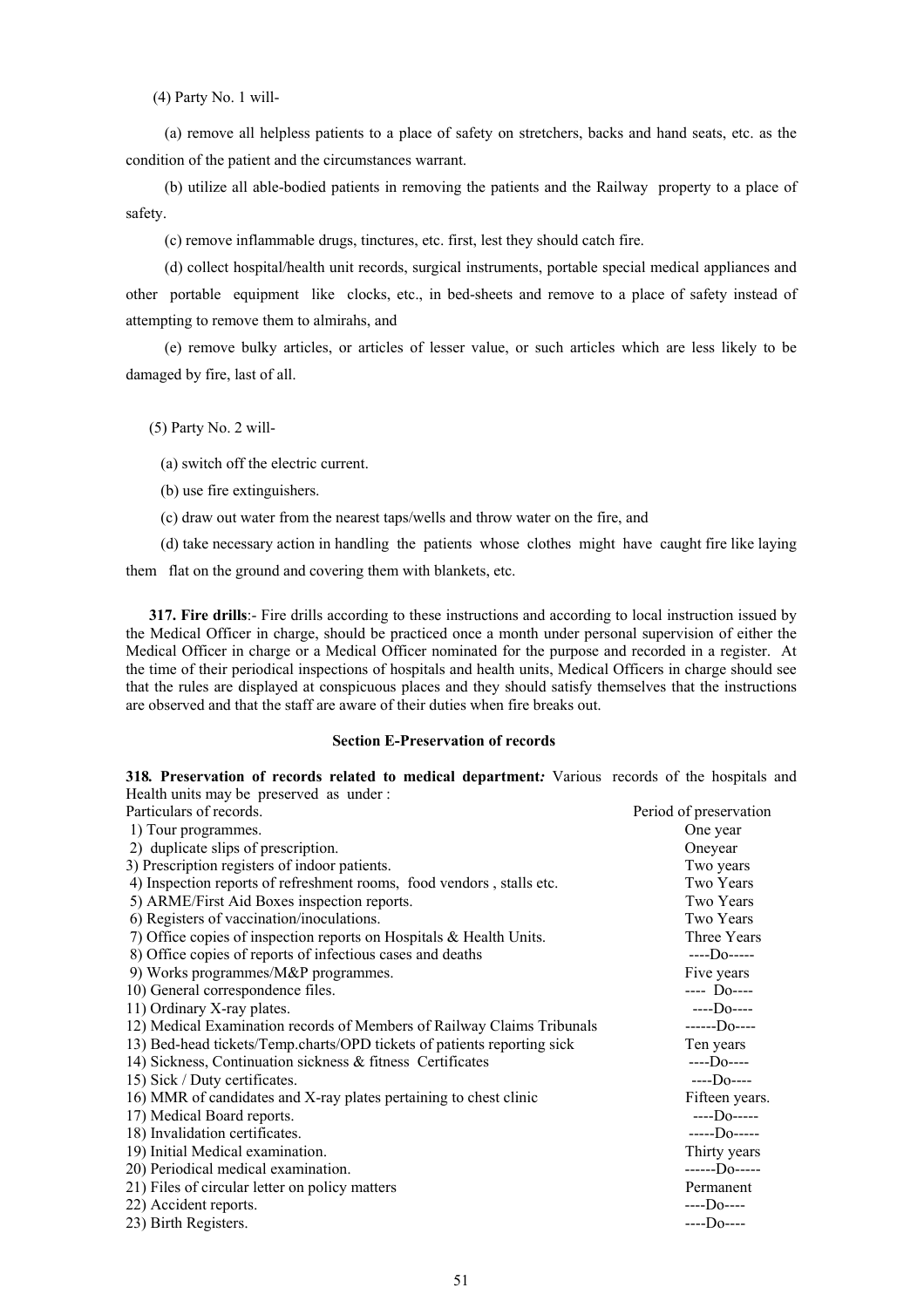(4) Party No. 1 will-

(a) remove all helpless patients to a place of safety on stretchers, backs and hand seats, etc. as the condition of the patient and the circumstances warrant.

(b) utilize all able-bodied patients in removing the patients and the Railway property to a place of safety.

(c) remove inflammable drugs, tinctures, etc. first, lest they should catch fire.

(d) collect hospital/health unit records, surgical instruments, portable special medical appliances and other portable equipment like clocks, etc., in bed-sheets and remove to a place of safety instead of attempting to remove them to almirahs, and

(e) remove bulky articles, or articles of lesser value, or such articles which are less likely to be damaged by fire, last of all.

(5) Party No. 2 will-

(a) switch off the electric current.

(b) use fire extinguishers.

(c) draw out water from the nearest taps/wells and throw water on the fire, and

(d) take necessary action in handling the patients whose clothes might have caught fire like laying them flat on the ground and covering them with blankets, etc.

**317. Fire drills**:- Fire drills according to these instructions and according to local instruction issued by the Medical Officer in charge, should be practiced once a month under personal supervision of either the Medical Officer in charge or a Medical Officer nominated for the purpose and recorded in a register. At the time of their periodical inspections of hospitals and health units, Medical Officers in charge should see that the rules are displayed at conspicuous places and they should satisfy themselves that the instructions are observed and that the staff are aware of their duties when fire breaks out.

### Section E-Preservation of records

**318. Preservation of records related to medical department***:* Various records of the hospitals and Health units may be preserved as under :

| Particulars of records. | Period of preservation |
|---|---|
| 1) Tour programmes. | One year |
| 2) duplicate slips of prescription. | Oneyear |
| 3) Prescription registers of indoor patients. | Two years |
| 4) Inspection reports of refreshment rooms, food vendors , stalls etc. | Two Years |
| 5) ARME/First Aid Boxes inspection reports. | Two Years |
| 6) Registers of vaccination/inoculations. | Two Years |
| 7) Office copies of inspection reports on Hospitals & Health Units. | Three Years |
| 8) Office copies of reports of infectious cases and deaths | ----Do----- |
| 9) Works programmes/M&P programmes. | Five years |
| 10) General correspondence files. | ---- Do---- |
| 11) Ordinary X-ray plates. | ----Do---- |
| 12) Medical Examination records of Members of Railway Claims Tribunals | ------Do---- |
| 13) Bed-head tickets/Temp.charts/OPD tickets of patients reporting sick | Ten years |
| 14) Sickness, Continuation sickness & fitness Certificates | ----Do---- |
| 15) Sick / Duty certificates. | ----Do---- |
| 16) MMR of candidates and X-ray plates pertaining to chest clinic | Fifteen years. |
| 17) Medical Board reports. | ----Do----- |
| 18) Invalidation certificates. | -----Do----- |
| 19) Initial Medical examination. | Thirty years |
| 20) Periodical medical examination. | ------Do----- |
| 21) Files of circular letter on policy matters | Permanent |
| 22) Accident reports. | ----Do---- |
| 23) Birth Registers. | ----Do---- |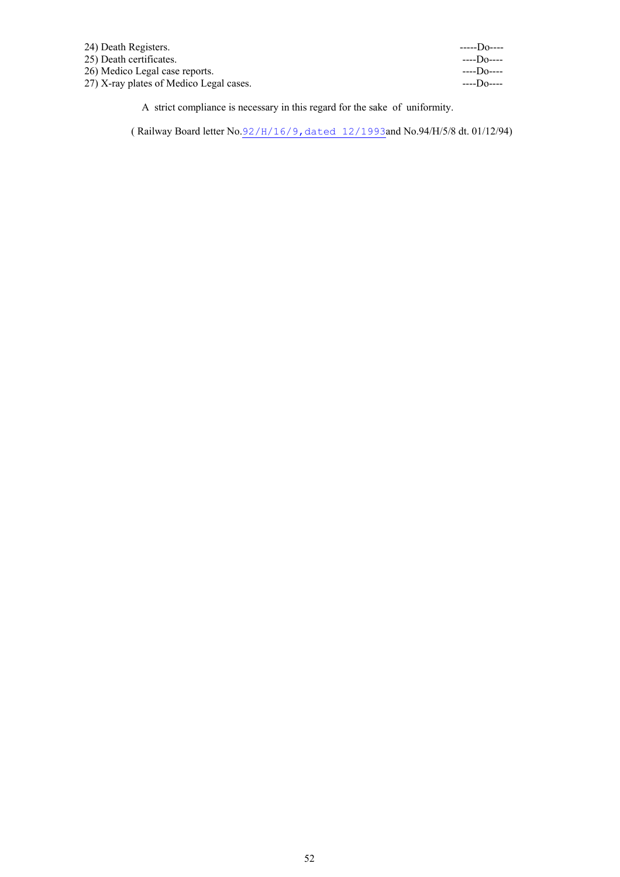| | |
|---|---|
| 24) Death Registers. | -----Do---- |
| 25) Death certificates. | ----Do---- |
| 26) Medico Legal case reports. | ----Do---- |
| 27) X-ray plates of Medico Legal cases. | ----Do---- |

A strict compliance is necessary in this regard for the sake of uniformity.

( Railway Board letter No.92/H/16/9,dated 12/1993and No.94/H/5/8 dt. 01/12/94)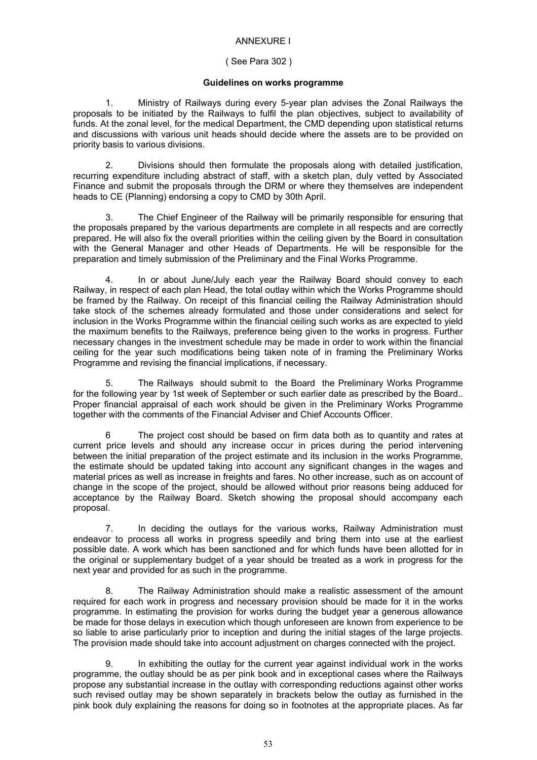ANNEXURE I

( See Para 302 )

**Guidelines on works programme**

1. Ministry of Railways during every 5-year plan advises the Zonal Railways the proposals to be initiated by the Railways to fulfil the plan objectives, subject to availability of funds. At the zonal level, for the medical Department, the CMD depending upon statistical returns and discussions with various unit heads should decide where the assets are to be provided on priority basis to various divisions.

2. Divisions should then formulate the proposals along with detailed justification, recurring expenditure including abstract of staff, with a sketch plan, duly vetted by Associated Finance and submit the proposals through the DRM or where they themselves are independent heads to CE (Planning) endorsing a copy to CMD by 30th April.

3. The Chief Engineer of the Railway will be primarily responsible for ensuring that the proposals prepared by the various departments are complete in all respects and are correctly prepared. He will also fix the overall priorities within the ceiling given by the Board in consultation with the General Manager and other Heads of Departments. He will be responsible for the preparation and timely submission of the Preliminary and the Final Works Programme.

4. In or about June/July each year the Railway Board should convey to each Railway, in respect of each plan Head, the total outlay within which the Works Programme should be framed by the Railway. On receipt of this financial ceiling the Railway Administration should take stock of the schemes already formulated and those under considerations and select for inclusion in the Works Programme within the financial ceiling such works as are expected to yield the maximum benefits to the Railways, preference being given to the works in progress. Further necessary changes in the investment schedule may be made in order to work within the financial ceiling for the year such modifications being taken note of in framing the Preliminary Works Programme and revising the financial implications, if necessary.

5. The Railways should submit to the Board the Preliminary Works Programme for the following year by 1st week of September or such earlier date as prescribed by the Board.. Proper financial appraisal of each work should be given in the Preliminary Works Programme together with the comments of the Financial Adviser and Chief Accounts Officer.

6 The project cost should be based on firm data both as to quantity and rates at current price levels and should any increase occur in prices during the period intervening between the initial preparation of the project estimate and its inclusion in the works Programme, the estimate should be updated taking into account any significant changes in the wages and material prices as well as increase in freights and fares. No other increase, such as on account of change in the scope of the project, should be allowed without prior reasons being adduced for acceptance by the Railway Board. Sketch showing the proposal should accompany each proposal.

7. In deciding the outlays for the various works, Railway Administration must endeavor to process all works in progress speedily and bring them into use at the earliest possible date. A work which has been sanctioned and for which funds have been allotted for in the original or supplementary budget of a year should be treated as a work in progress for the next year and provided for as such in the programme.

8. The Railway Administration should make a realistic assessment of the amount required for each work in progress and necessary provision should be made for it in the works programme. In estimating the provision for works during the budget year a generous allowance be made for those delays in execution which though unforeseen are known from experience to be so liable to arise particularly prior to inception and during the initial stages of the large projects. The provision made should take into account adjustment on charges connected with the project.

9. In exhibiting the outlay for the current year against individual work in the works programme, the outlay should be as per pink book and in exceptional cases where the Railways propose any substantial increase in the outlay with corresponding reductions against other works such revised outlay may be shown separately in brackets below the outlay as furnished in the pink book duly explaining the reasons for doing so in footnotes at the appropriate places. As far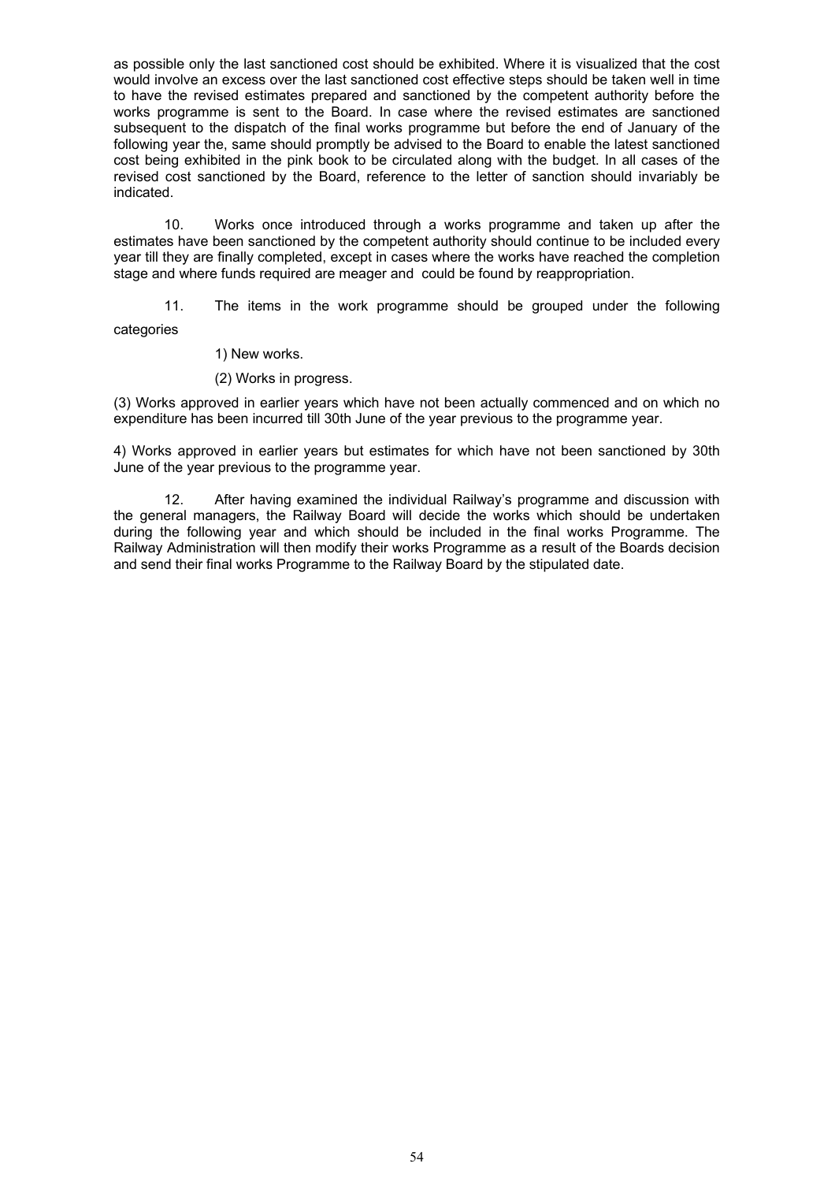as possible only the last sanctioned cost should be exhibited. Where it is visualized that the cost would involve an excess over the last sanctioned cost effective steps should be taken well in time to have the revised estimates prepared and sanctioned by the competent authority before the works programme is sent to the Board. In case where the revised estimates are sanctioned subsequent to the dispatch of the final works programme but before the end of January of the following year the, same should promptly be advised to the Board to enable the latest sanctioned cost being exhibited in the pink book to be circulated along with the budget. In all cases of the revised cost sanctioned by the Board, reference to the letter of sanction should invariably be indicated.

10. Works once introduced through a works programme and taken up after the estimates have been sanctioned by the competent authority should continue to be included every year till they are finally completed, except in cases where the works have reached the completion stage and where funds required are meager and could be found by reappropriation.

11. The items in the work programme should be grouped under the following categories

1) New works.

(2) Works in progress.

(3) Works approved in earlier years which have not been actually commenced and on which no expenditure has been incurred till 30th June of the year previous to the programme year.

4) Works approved in earlier years but estimates for which have not been sanctioned by 30th June of the year previous to the programme year.

12. After having examined the individual Railway's programme and discussion with the general managers, the Railway Board will decide the works which should be undertaken during the following year and which should be included in the final works Programme. The Railway Administration will then modify their works Programme as a result of the Boards decision and send their final works Programme to the Railway Board by the stipulated date.